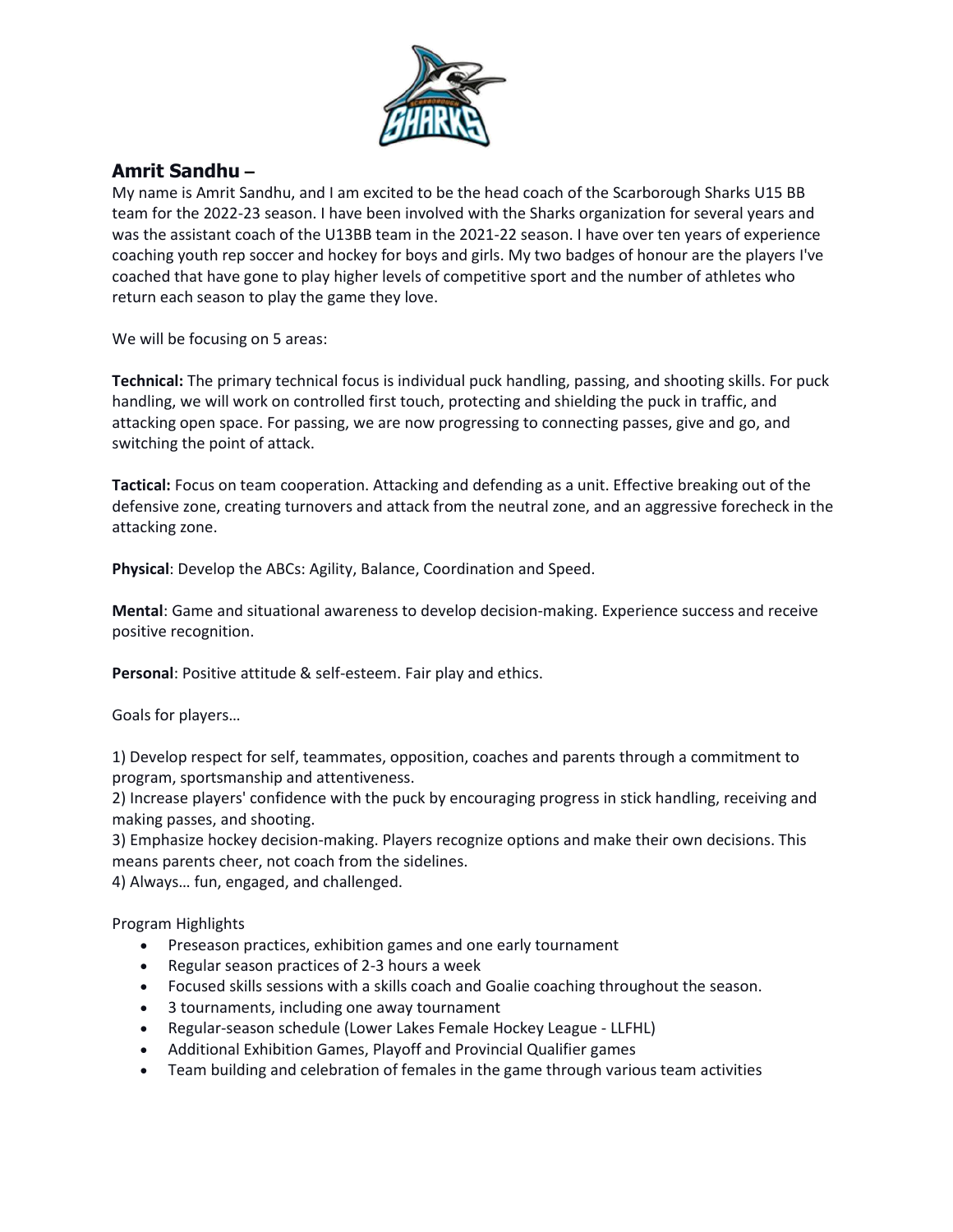## Amrit Sandhu –

My name is Amrit Sandhu, and I am excited to be the head coach of the Scarborough Sharks U15 BB team for the 2022-23 season. I have been involved with the Sharks organization for several years and was the assistant coach of the U13BB team in the 2021-22 season. I have over ten years of experience coaching youth rep soccer and hockey for boys and girls. My two badges of honour are the players I've coached that have gone to play higher levels of competitive sport and the number of athletes who return each season to play the game they love.

We will be focusing on 5 areas:

**Technical:** The primary technical focus is individual puck handling, passing, and shooting skills. For puck handling, we will work on controlled first touch, protecting and shielding the puck in traffic, and attacking open space. For passing, we are now progressing to connecting passes, give and go, and switching the point of attack.

**Tactical:** Focus on team cooperation. Attacking and defending as a unit. Effective breaking out of the defensive zone, creating turnovers and attack from the neutral zone, and an aggressive forecheck in the attacking zone.

**Physical**: Develop the ABCs: Agility, Balance, Coordination and Speed.

**Mental**: Game and situational awareness to develop decision-making. Experience success and receive positive recognition.

**Personal**: Positive attitude & self-esteem. Fair play and ethics.

Goals for players…

1) Develop respect for self, teammates, opposition, coaches and parents through a commitment to program, sportsmanship and attentiveness.
2) Increase players' confidence with the puck by encouraging progress in stick handling, receiving and making passes, and shooting.
3) Emphasize hockey decision-making. Players recognize options and make their own decisions. This means parents cheer, not coach from the sidelines.
4) Always… fun, engaged, and challenged.

Program Highlights

- Preseason practices, exhibition games and one early tournament
- Regular season practices of 2-3 hours a week
- Focused skills sessions with a skills coach and Goalie coaching throughout the season.
- 3 tournaments, including one away tournament
- Regular-season schedule (Lower Lakes Female Hockey League - LLFHL)
- Additional Exhibition Games, Playoff and Provincial Qualifier games
- Team building and celebration of females in the game through various team activities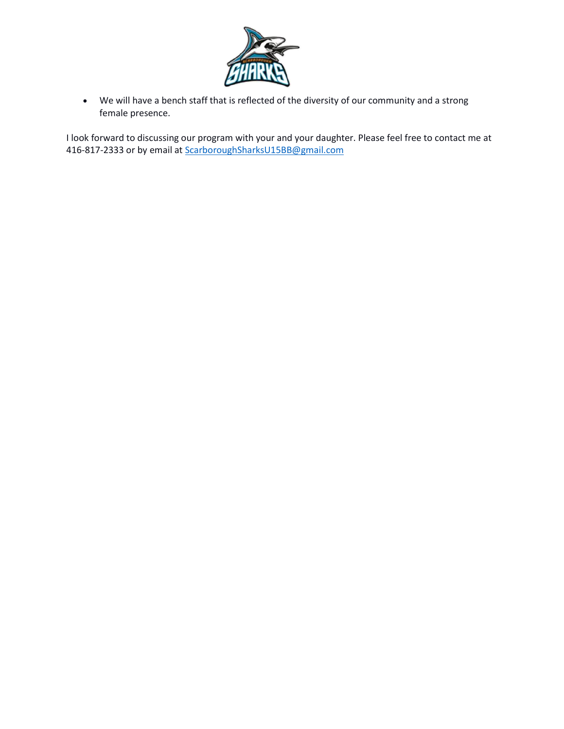- We will have a bench staff that is reflected of the diversity of our community and a strong female presence.

I look forward to discussing our program with your and your daughter. Please feel free to contact me at 416-817-2333 or by email at ScarboroughSharksU15BB@gmail.com